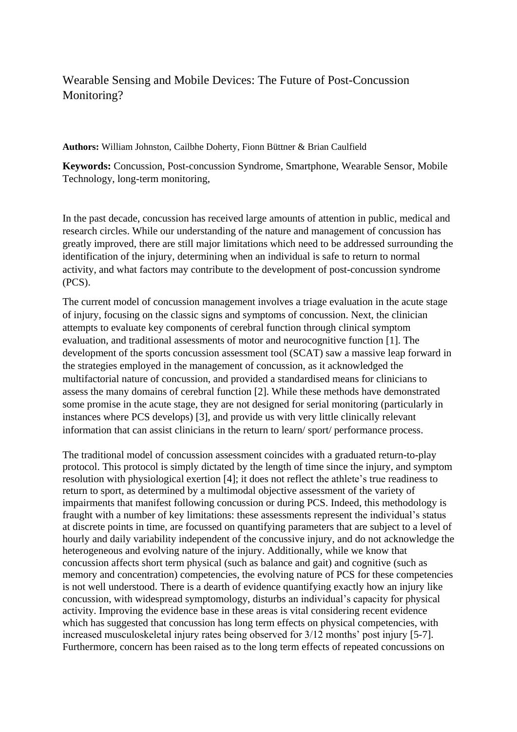# Wearable Sensing and Mobile Devices: The Future of Post-Concussion Monitoring?

**Authors:** William Johnston, Cailbhe Doherty, Fionn Büttner & Brian Caulfield

**Keywords:** Concussion, Post-concussion Syndrome, Smartphone, Wearable Sensor, Mobile Technology, long-term monitoring,

In the past decade, concussion has received large amounts of attention in public, medical and research circles. While our understanding of the nature and management of concussion has greatly improved, there are still major limitations which need to be addressed surrounding the identification of the injury, determining when an individual is safe to return to normal activity, and what factors may contribute to the development of post-concussion syndrome (PCS).

The current model of concussion management involves a triage evaluation in the acute stage of injury, focusing on the classic signs and symptoms of concussion. Next, the clinician attempts to evaluate key components of cerebral function through clinical symptom evaluation, and traditional assessments of motor and neurocognitive function [1]. The development of the sports concussion assessment tool (SCAT) saw a massive leap forward in the strategies employed in the management of concussion, as it acknowledged the multifactorial nature of concussion, and provided a standardised means for clinicians to assess the many domains of cerebral function [2]. While these methods have demonstrated some promise in the acute stage, they are not designed for serial monitoring (particularly in instances where PCS develops) [3], and provide us with very little clinically relevant information that can assist clinicians in the return to learn/ sport/ performance process.

The traditional model of concussion assessment coincides with a graduated return-to-play protocol. This protocol is simply dictated by the length of time since the injury, and symptom resolution with physiological exertion [4]; it does not reflect the athlete's true readiness to return to sport, as determined by a multimodal objective assessment of the variety of impairments that manifest following concussion or during PCS. Indeed, this methodology is fraught with a number of key limitations: these assessments represent the individual's status at discrete points in time, are focussed on quantifying parameters that are subject to a level of hourly and daily variability independent of the concussive injury, and do not acknowledge the heterogeneous and evolving nature of the injury. Additionally, while we know that concussion affects short term physical (such as balance and gait) and cognitive (such as memory and concentration) competencies, the evolving nature of PCS for these competencies is not well understood. There is a dearth of evidence quantifying exactly how an injury like concussion, with widespread symptomology, disturbs an individual's capacity for physical activity. Improving the evidence base in these areas is vital considering recent evidence which has suggested that concussion has long term effects on physical competencies, with increased musculoskeletal injury rates being observed for 3/12 months' post injury [5-7]. Furthermore, concern has been raised as to the long term effects of repeated concussions on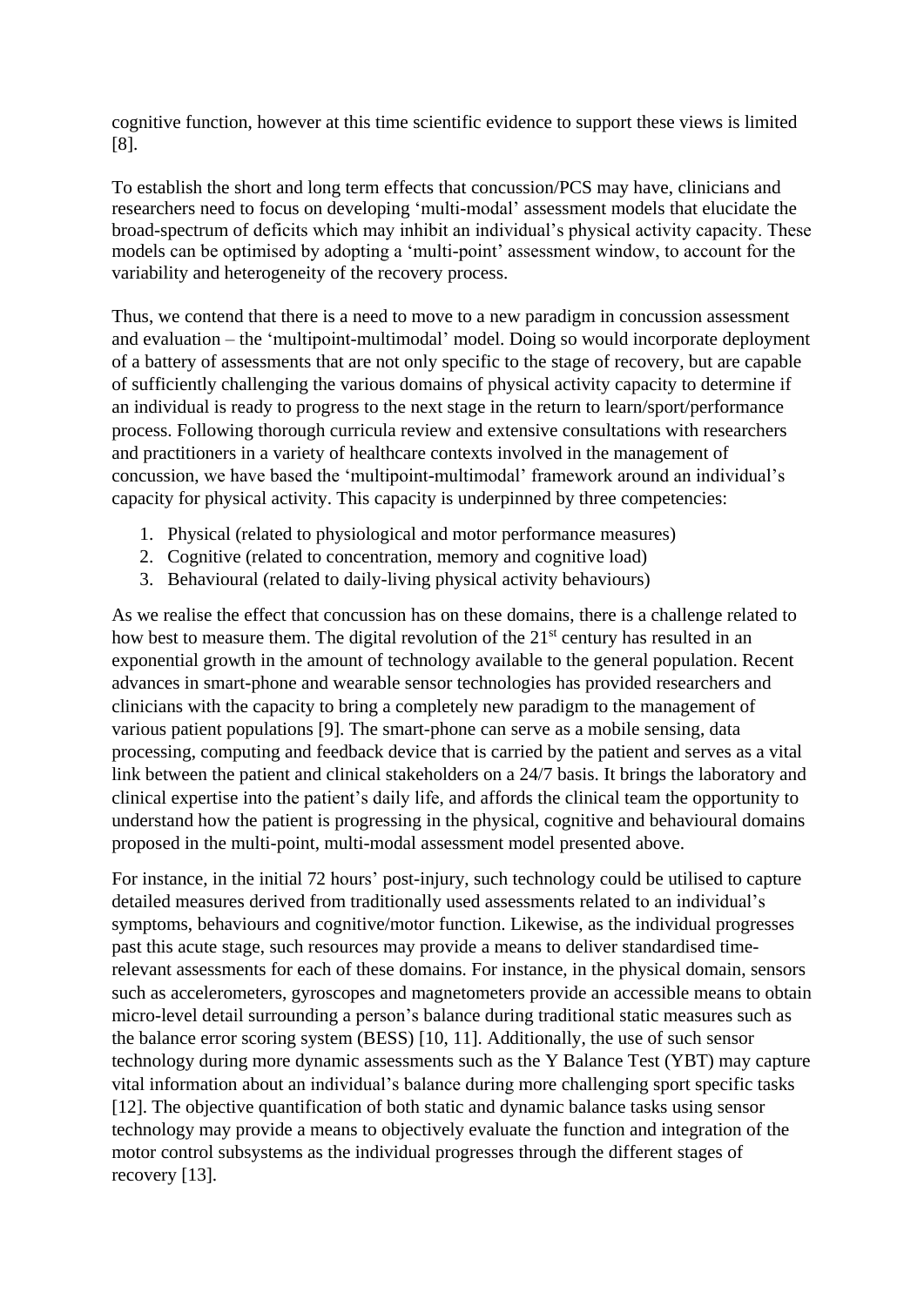cognitive function, however at this time scientific evidence to support these views is limited [8].

To establish the short and long term effects that concussion/PCS may have, clinicians and researchers need to focus on developing 'multi-modal' assessment models that elucidate the broad-spectrum of deficits which may inhibit an individual's physical activity capacity. These models can be optimised by adopting a 'multi-point' assessment window, to account for the variability and heterogeneity of the recovery process.

Thus, we contend that there is a need to move to a new paradigm in concussion assessment and evaluation – the 'multipoint-multimodal' model. Doing so would incorporate deployment of a battery of assessments that are not only specific to the stage of recovery, but are capable of sufficiently challenging the various domains of physical activity capacity to determine if an individual is ready to progress to the next stage in the return to learn/sport/performance process. Following thorough curricula review and extensive consultations with researchers and practitioners in a variety of healthcare contexts involved in the management of concussion, we have based the 'multipoint-multimodal' framework around an individual's capacity for physical activity. This capacity is underpinned by three competencies:

1. Physical (related to physiological and motor performance measures)
2. Cognitive (related to concentration, memory and cognitive load)
3. Behavioural (related to daily-living physical activity behaviours)

As we realise the effect that concussion has on these domains, there is a challenge related to how best to measure them. The digital revolution of the 21st century has resulted in an exponential growth in the amount of technology available to the general population. Recent advances in smart-phone and wearable sensor technologies has provided researchers and clinicians with the capacity to bring a completely new paradigm to the management of various patient populations [9]. The smart-phone can serve as a mobile sensing, data processing, computing and feedback device that is carried by the patient and serves as a vital link between the patient and clinical stakeholders on a 24/7 basis. It brings the laboratory and clinical expertise into the patient's daily life, and affords the clinical team the opportunity to understand how the patient is progressing in the physical, cognitive and behavioural domains proposed in the multi-point, multi-modal assessment model presented above.

For instance, in the initial 72 hours' post-injury, such technology could be utilised to capture detailed measures derived from traditionally used assessments related to an individual's symptoms, behaviours and cognitive/motor function. Likewise, as the individual progresses past this acute stage, such resources may provide a means to deliver standardised time-relevant assessments for each of these domains. For instance, in the physical domain, sensors such as accelerometers, gyroscopes and magnetometers provide an accessible means to obtain micro-level detail surrounding a person's balance during traditional static measures such as the balance error scoring system (BESS) [10, 11]. Additionally, the use of such sensor technology during more dynamic assessments such as the Y Balance Test (YBT) may capture vital information about an individual's balance during more challenging sport specific tasks [12]. The objective quantification of both static and dynamic balance tasks using sensor technology may provide a means to objectively evaluate the function and integration of the motor control subsystems as the individual progresses through the different stages of recovery [13].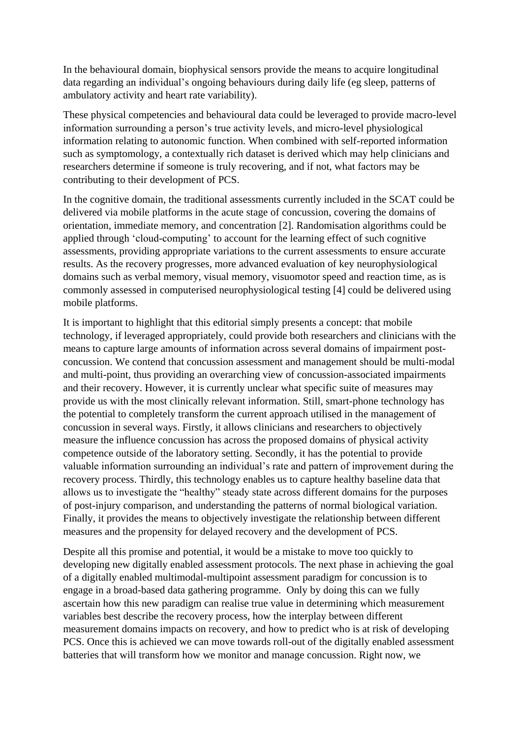In the behavioural domain, biophysical sensors provide the means to acquire longitudinal data regarding an individual's ongoing behaviours during daily life (eg sleep, patterns of ambulatory activity and heart rate variability).

These physical competencies and behavioural data could be leveraged to provide macro-level information surrounding a person's true activity levels, and micro-level physiological information relating to autonomic function. When combined with self-reported information such as symptomology, a contextually rich dataset is derived which may help clinicians and researchers determine if someone is truly recovering, and if not, what factors may be contributing to their development of PCS.

In the cognitive domain, the traditional assessments currently included in the SCAT could be delivered via mobile platforms in the acute stage of concussion, covering the domains of orientation, immediate memory, and concentration [2]. Randomisation algorithms could be applied through 'cloud-computing' to account for the learning effect of such cognitive assessments, providing appropriate variations to the current assessments to ensure accurate results. As the recovery progresses, more advanced evaluation of key neurophysiological domains such as verbal memory, visual memory, visuomotor speed and reaction time, as is commonly assessed in computerised neurophysiological testing [4] could be delivered using mobile platforms.

It is important to highlight that this editorial simply presents a concept: that mobile technology, if leveraged appropriately, could provide both researchers and clinicians with the means to capture large amounts of information across several domains of impairment post-concussion. We contend that concussion assessment and management should be multi-modal and multi-point, thus providing an overarching view of concussion-associated impairments and their recovery. However, it is currently unclear what specific suite of measures may provide us with the most clinically relevant information. Still, smart-phone technology has the potential to completely transform the current approach utilised in the management of concussion in several ways. Firstly, it allows clinicians and researchers to objectively measure the influence concussion has across the proposed domains of physical activity competence outside of the laboratory setting. Secondly, it has the potential to provide valuable information surrounding an individual's rate and pattern of improvement during the recovery process. Thirdly, this technology enables us to capture healthy baseline data that allows us to investigate the "healthy" steady state across different domains for the purposes of post-injury comparison, and understanding the patterns of normal biological variation. Finally, it provides the means to objectively investigate the relationship between different measures and the propensity for delayed recovery and the development of PCS.

Despite all this promise and potential, it would be a mistake to move too quickly to developing new digitally enabled assessment protocols. The next phase in achieving the goal of a digitally enabled multimodal-multipoint assessment paradigm for concussion is to engage in a broad-based data gathering programme. Only by doing this can we fully ascertain how this new paradigm can realise true value in determining which measurement variables best describe the recovery process, how the interplay between different measurement domains impacts on recovery, and how to predict who is at risk of developing PCS. Once this is achieved we can move towards roll-out of the digitally enabled assessment batteries that will transform how we monitor and manage concussion. Right now, we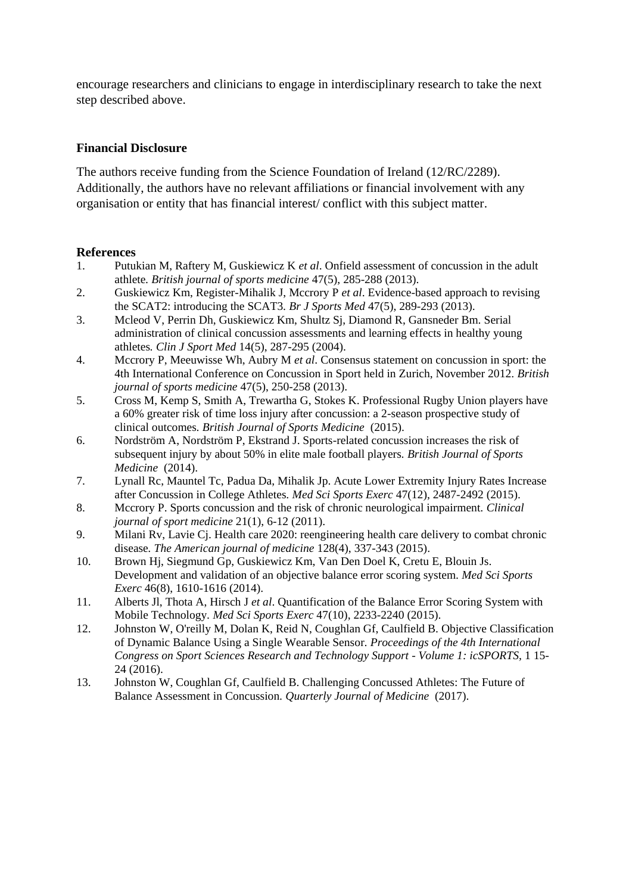encourage researchers and clinicians to engage in interdisciplinary research to take the next step described above.

## Financial Disclosure

The authors receive funding from the Science Foundation of Ireland (12/RC/2289). Additionally, the authors have no relevant affiliations or financial involvement with any organisation or entity that has financial interest/ conflict with this subject matter.

## References

1. Putukian M, Raftery M, Guskiewicz K *et al*. Onfield assessment of concussion in the adult athlete. *British journal of sports medicine* 47(5), 285-288 (2013).
2. Guskiewicz Km, Register-Mihalik J, Mccrory P *et al*. Evidence-based approach to revising the SCAT2: introducing the SCAT3. *Br J Sports Med* 47(5), 289-293 (2013).
3. Mcleod V, Perrin Dh, Guskiewicz Km, Shultz Sj, Diamond R, Gansneder Bm. Serial administration of clinical concussion assessments and learning effects in healthy young athletes. *Clin J Sport Med* 14(5), 287-295 (2004).
4. Mccrory P, Meeuwisse Wh, Aubry M *et al*. Consensus statement on concussion in sport: the 4th International Conference on Concussion in Sport held in Zurich, November 2012. *British journal of sports medicine* 47(5), 250-258 (2013).
5. Cross M, Kemp S, Smith A, Trewartha G, Stokes K. Professional Rugby Union players have a 60% greater risk of time loss injury after concussion: a 2-season prospective study of clinical outcomes. *British Journal of Sports Medicine* (2015).
6. Nordström A, Nordström P, Ekstrand J. Sports-related concussion increases the risk of subsequent injury by about 50% in elite male football players. *British Journal of Sports Medicine* (2014).
7. Lynall Rc, Mauntel Tc, Padua Da, Mihalik Jp. Acute Lower Extremity Injury Rates Increase after Concussion in College Athletes. *Med Sci Sports Exerc* 47(12), 2487-2492 (2015).
8. Mccrory P. Sports concussion and the risk of chronic neurological impairment. *Clinical journal of sport medicine* 21(1), 6-12 (2011).
9. Milani Rv, Lavie Cj. Health care 2020: reengineering health care delivery to combat chronic disease. *The American journal of medicine* 128(4), 337-343 (2015).
10. Brown Hj, Siegmund Gp, Guskiewicz Km, Van Den Doel K, Cretu E, Blouin Js. Development and validation of an objective balance error scoring system. *Med Sci Sports Exerc* 46(8), 1610-1616 (2014).
11. Alberts Jl, Thota A, Hirsch J *et al*. Quantification of the Balance Error Scoring System with Mobile Technology. *Med Sci Sports Exerc* 47(10), 2233-2240 (2015).
12. Johnston W, O'reilly M, Dolan K, Reid N, Coughlan Gf, Caulfield B. Objective Classification of Dynamic Balance Using a Single Wearable Sensor. *Proceedings of the 4th International Congress on Sport Sciences Research and Technology Support - Volume 1: icSPORTS*, 1 15-24 (2016).
13. Johnston W, Coughlan Gf, Caulfield B. Challenging Concussed Athletes: The Future of Balance Assessment in Concussion. *Quarterly Journal of Medicine* (2017).